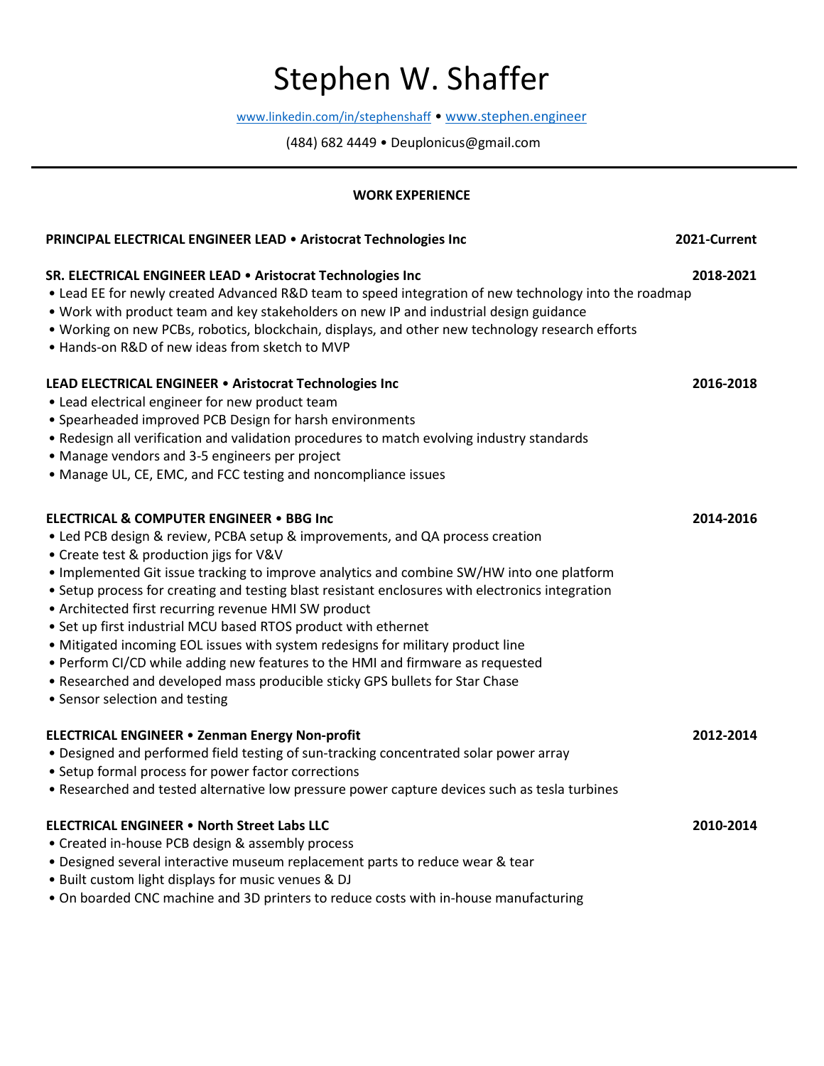# Stephen W. Shaffer

www.linkedin.com/in/stephenshaff • www.stephen.engineer

(484) 682 4449 • Deuplonicus@gmail.com

---

## WORK EXPERIENCE

**PRINCIPAL ELECTRICAL ENGINEER LEAD • Aristocrat Technologies Inc** — **2021-Current**

**SR. ELECTRICAL ENGINEER LEAD • Aristocrat Technologies Inc** — **2018-2021**

- Lead EE for newly created Advanced R&D team to speed integration of new technology into the roadmap
- Work with product team and key stakeholders on new IP and industrial design guidance
- Working on new PCBs, robotics, blockchain, displays, and other new technology research efforts
- Hands-on R&D of new ideas from sketch to MVP

**LEAD ELECTRICAL ENGINEER • Aristocrat Technologies Inc** — **2016-2018**

- Lead electrical engineer for new product team
- Spearheaded improved PCB Design for harsh environments
- Redesign all verification and validation procedures to match evolving industry standards
- Manage vendors and 3-5 engineers per project
- Manage UL, CE, EMC, and FCC testing and noncompliance issues

**ELECTRICAL & COMPUTER ENGINEER • BBG Inc** — **2014-2016**

- Led PCB design & review, PCBA setup & improvements, and QA process creation
- Create test & production jigs for V&V
- Implemented Git issue tracking to improve analytics and combine SW/HW into one platform
- Setup process for creating and testing blast resistant enclosures with electronics integration
- Architected first recurring revenue HMI SW product
- Set up first industrial MCU based RTOS product with ethernet
- Mitigated incoming EOL issues with system redesigns for military product line
- Perform CI/CD while adding new features to the HMI and firmware as requested
- Researched and developed mass producible sticky GPS bullets for Star Chase
- Sensor selection and testing

**ELECTRICAL ENGINEER • Zenman Energy Non-profit** — **2012-2014**

- Designed and performed field testing of sun-tracking concentrated solar power array
- Setup formal process for power factor corrections
- Researched and tested alternative low pressure power capture devices such as tesla turbines

**ELECTRICAL ENGINEER • North Street Labs LLC** — **2010-2014**

- Created in-house PCB design & assembly process
- Designed several interactive museum replacement parts to reduce wear & tear
- Built custom light displays for music venues & DJ
- On boarded CNC machine and 3D printers to reduce costs with in-house manufacturing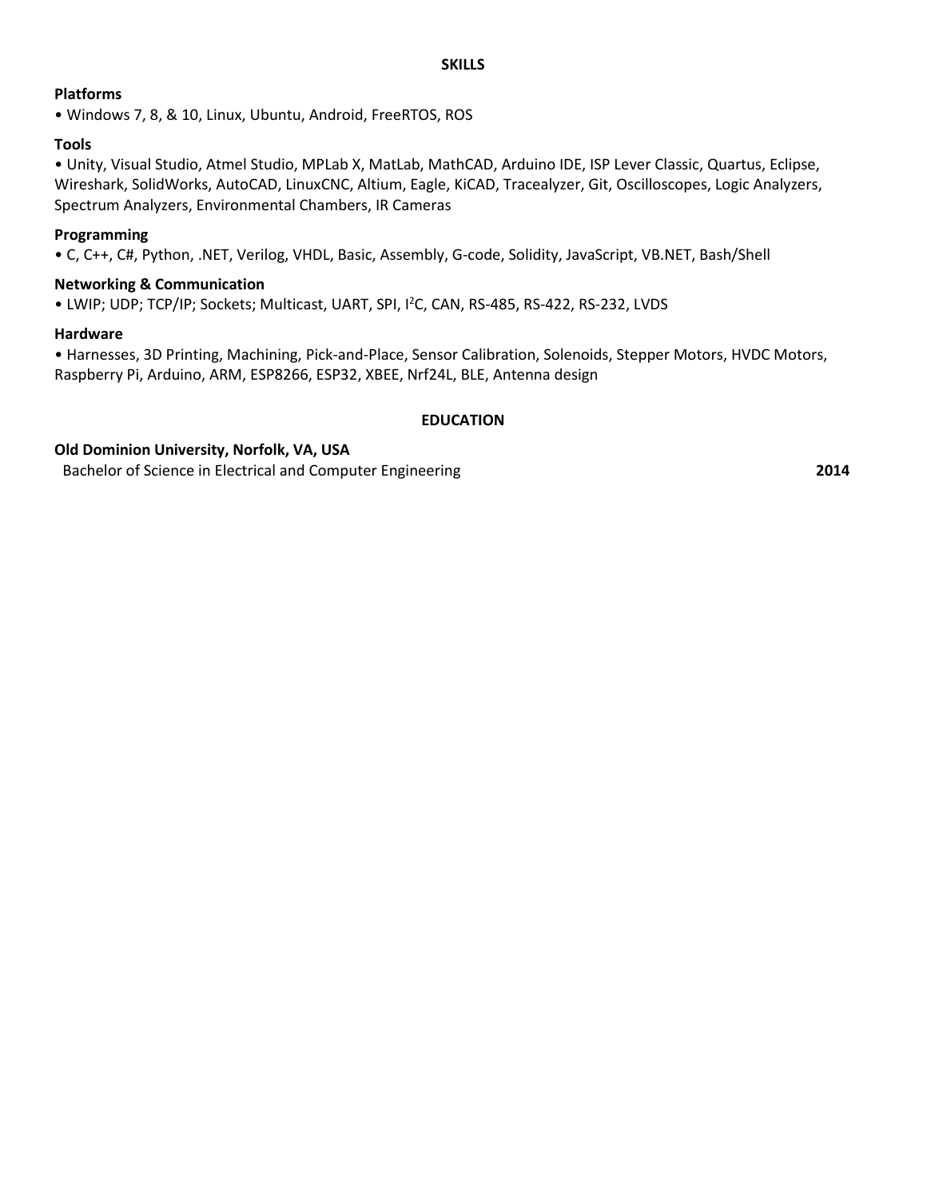## SKILLS

**Platforms**

• Windows 7, 8, & 10, Linux, Ubuntu, Android, FreeRTOS, ROS

**Tools**

• Unity, Visual Studio, Atmel Studio, MPLab X, MatLab, MathCAD, Arduino IDE, ISP Lever Classic, Quartus, Eclipse, Wireshark, SolidWorks, AutoCAD, LinuxCNC, Altium, Eagle, KiCAD, Tracealyzer, Git, Oscilloscopes, Logic Analyzers, Spectrum Analyzers, Environmental Chambers, IR Cameras

**Programming**

• C, C++, C#, Python, .NET, Verilog, VHDL, Basic, Assembly, G-code, Solidity, JavaScript, VB.NET, Bash/Shell

**Networking & Communication**

• LWIP; UDP; TCP/IP; Sockets; Multicast, UART, SPI, $I^2C$, CAN, RS-485, RS-422, RS-232, LVDS

**Hardware**

• Harnesses, 3D Printing, Machining, Pick-and-Place, Sensor Calibration, Solenoids, Stepper Motors, HVDC Motors, Raspberry Pi, Arduino, ARM, ESP8266, ESP32, XBEE, Nrf24L, BLE, Antenna design

## EDUCATION

**Old Dominion University, Norfolk, VA, USA**

Bachelor of Science in Electrical and Computer Engineering **2014**